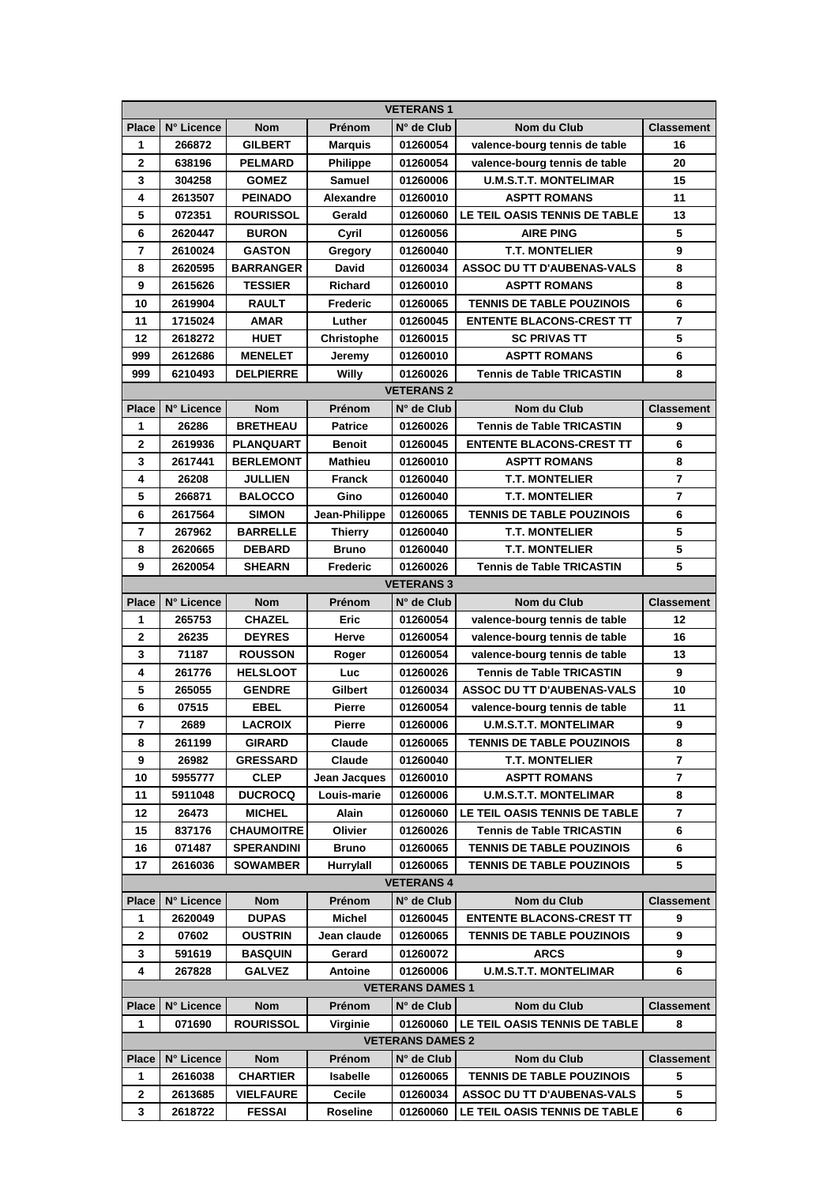| VETERANS 1 | | | | | | |
|---|---|---|---|---|---|---|
| **Place** | **N° Licence** | **Nom** | **Prénom** | **N° de Club** | **Nom du Club** | **Classement** |
| 1 | 266872 | GILBERT | Marquis | 01260054 | valence-bourg tennis de table | 16 |
| 2 | 638196 | PELMARD | Philippe | 01260054 | valence-bourg tennis de table | 20 |
| 3 | 304258 | GOMEZ | Samuel | 01260006 | U.M.S.T.T. MONTELIMAR | 15 |
| 4 | 2613507 | PEINADO | Alexandre | 01260010 | ASPTT ROMANS | 11 |
| 5 | 072351 | ROURISSOL | Gerald | 01260060 | LE TEIL OASIS TENNIS DE TABLE | 13 |
| 6 | 2620447 | BURON | Cyril | 01260056 | AIRE PING | 5 |
| 7 | 2610024 | GASTON | Gregory | 01260040 | T.T. MONTELIER | 9 |
| 8 | 2620595 | BARRANGER | David | 01260034 | ASSOC DU TT D'AUBENAS-VALS | 8 |
| 9 | 2615626 | TESSIER | Richard | 01260010 | ASPTT ROMANS | 8 |
| 10 | 2619904 | RAULT | Frederic | 01260065 | TENNIS DE TABLE POUZINOIS | 6 |
| 11 | 1715024 | AMAR | Luther | 01260045 | ENTENTE BLACONS-CREST TT | 7 |
| 12 | 2618272 | HUET | Christophe | 01260015 | SC PRIVAS TT | 5 |
| 999 | 2612686 | MENELET | Jeremy | 01260010 | ASPTT ROMANS | 6 |
| 999 | 6210493 | DELPIERRE | Willy | 01260026 | Tennis de Table TRICASTIN | 8 |
| **VETERANS 2** | | | | | | |
| **Place** | **N° Licence** | **Nom** | **Prénom** | **N° de Club** | **Nom du Club** | **Classement** |
| 1 | 26286 | BRETHEAU | Patrice | 01260026 | Tennis de Table TRICASTIN | 9 |
| 2 | 2619936 | PLANQUART | Benoit | 01260045 | ENTENTE BLACONS-CREST TT | 6 |
| 3 | 2617441 | BERLEMONT | Mathieu | 01260010 | ASPTT ROMANS | 8 |
| 4 | 26208 | JULLIEN | Franck | 01260040 | T.T. MONTELIER | 7 |
| 5 | 266871 | BALOCCO | Gino | 01260040 | T.T. MONTELIER | 7 |
| 6 | 2617564 | SIMON | Jean-Philippe | 01260065 | TENNIS DE TABLE POUZINOIS | 6 |
| 7 | 267962 | BARRELLE | Thierry | 01260040 | T.T. MONTELIER | 5 |
| 8 | 2620665 | DEBARD | Bruno | 01260040 | T.T. MONTELIER | 5 |
| 9 | 2620054 | SHEARN | Frederic | 01260026 | Tennis de Table TRICASTIN | 5 |
| **VETERANS 3** | | | | | | |
| **Place** | **N° Licence** | **Nom** | **Prénom** | **N° de Club** | **Nom du Club** | **Classement** |
| 1 | 265753 | CHAZEL | Eric | 01260054 | valence-bourg tennis de table | 12 |
| 2 | 26235 | DEYRES | Herve | 01260054 | valence-bourg tennis de table | 16 |
| 3 | 71187 | ROUSSON | Roger | 01260054 | valence-bourg tennis de table | 13 |
| 4 | 261776 | HELSLOOT | Luc | 01260026 | Tennis de Table TRICASTIN | 9 |
| 5 | 265055 | GENDRE | Gilbert | 01260034 | ASSOC DU TT D'AUBENAS-VALS | 10 |
| 6 | 07515 | EBEL | Pierre | 01260054 | valence-bourg tennis de table | 11 |
| 7 | 2689 | LACROIX | Pierre | 01260006 | U.M.S.T.T. MONTELIMAR | 9 |
| 8 | 261199 | GIRARD | Claude | 01260065 | TENNIS DE TABLE POUZINOIS | 8 |
| 9 | 26982 | GRESSARD | Claude | 01260040 | T.T. MONTELIER | 7 |
| 10 | 5955777 | CLEP | Jean Jacques | 01260010 | ASPTT ROMANS | 7 |
| 11 | 5911048 | DUCROCQ | Louis-marie | 01260006 | U.M.S.T.T. MONTELIMAR | 8 |
| 12 | 26473 | MICHEL | Alain | 01260060 | LE TEIL OASIS TENNIS DE TABLE | 7 |
| 15 | 837176 | CHAUMOITRE | Olivier | 01260026 | Tennis de Table TRICASTIN | 6 |
| 16 | 071487 | SPERANDINI | Bruno | 01260065 | TENNIS DE TABLE POUZINOIS | 6 |
| 17 | 2616036 | SOWAMBER | Hurrylall | 01260065 | TENNIS DE TABLE POUZINOIS | 5 |
| **VETERANS 4** | | | | | | |
| **Place** | **N° Licence** | **Nom** | **Prénom** | **N° de Club** | **Nom du Club** | **Classement** |
| 1 | 2620049 | DUPAS | Michel | 01260045 | ENTENTE BLACONS-CREST TT | 9 |
| 2 | 07602 | OUSTRIN | Jean claude | 01260065 | TENNIS DE TABLE POUZINOIS | 9 |
| 3 | 591619 | BASQUIN | Gerard | 01260072 | ARCS | 9 |
| 4 | 267828 | GALVEZ | Antoine | 01260006 | U.M.S.T.T. MONTELIMAR | 6 |
| **VETERANS DAMES 1** | | | | | | |
| **Place** | **N° Licence** | **Nom** | **Prénom** | **N° de Club** | **Nom du Club** | **Classement** |
| 1 | 071690 | ROURISSOL | Virginie | 01260060 | LE TEIL OASIS TENNIS DE TABLE | 8 |
| **VETERANS DAMES 2** | | | | | | |
| **Place** | **N° Licence** | **Nom** | **Prénom** | **N° de Club** | **Nom du Club** | **Classement** |
| 1 | 2616038 | CHARTIER | Isabelle | 01260065 | TENNIS DE TABLE POUZINOIS | 5 |
| 2 | 2613685 | VIELFAURE | Cecile | 01260034 | ASSOC DU TT D'AUBENAS-VALS | 5 |
| 3 | 2618722 | FESSAI | Roseline | 01260060 | LE TEIL OASIS TENNIS DE TABLE | 6 |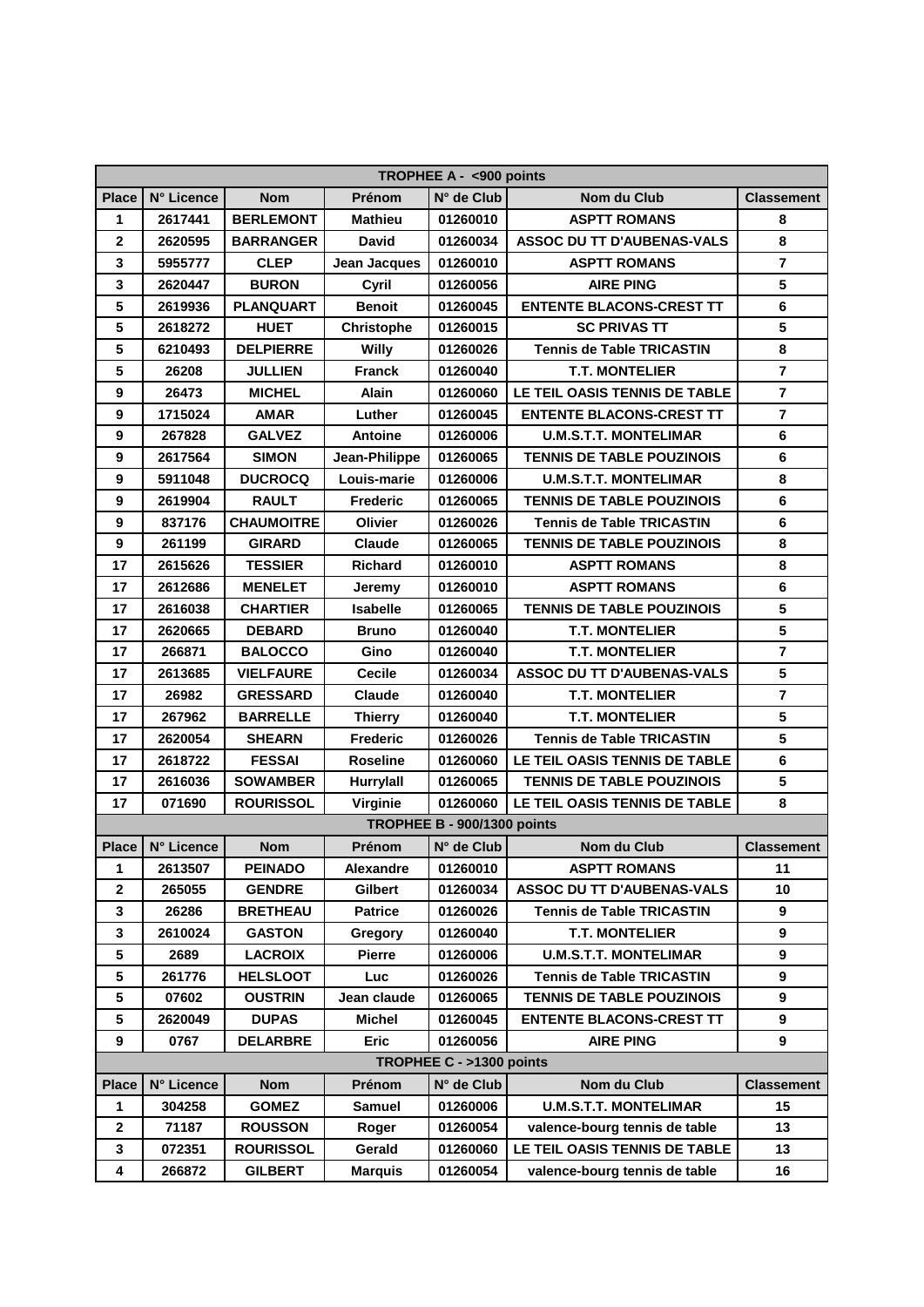| TROPHEE A - <900 points | | | | | | |
|---|---|---|---|---|---|---|
| **Place** | **N° Licence** | **Nom** | **Prénom** | **N° de Club** | **Nom du Club** | **Classement** |
| 1 | 2617441 | BERLEMONT | Mathieu | 01260010 | ASPTT ROMANS | 8 |
| 2 | 2620595 | BARRANGER | David | 01260034 | ASSOC DU TT D'AUBENAS-VALS | 8 |
| 3 | 5955777 | CLEP | Jean Jacques | 01260010 | ASPTT ROMANS | 7 |
| 3 | 2620447 | BURON | Cyril | 01260056 | AIRE PING | 5 |
| 5 | 2619936 | PLANQUART | Benoit | 01260045 | ENTENTE BLACONS-CREST TT | 6 |
| 5 | 2618272 | HUET | Christophe | 01260015 | SC PRIVAS TT | 5 |
| 5 | 6210493 | DELPIERRE | Willy | 01260026 | Tennis de Table TRICASTIN | 8 |
| 5 | 26208 | JULLIEN | Franck | 01260040 | T.T. MONTELIER | 7 |
| 9 | 26473 | MICHEL | Alain | 01260060 | LE TEIL OASIS TENNIS DE TABLE | 7 |
| 9 | 1715024 | AMAR | Luther | 01260045 | ENTENTE BLACONS-CREST TT | 7 |
| 9 | 267828 | GALVEZ | Antoine | 01260006 | U.M.S.T.T. MONTELIMAR | 6 |
| 9 | 2617564 | SIMON | Jean-Philippe | 01260065 | TENNIS DE TABLE POUZINOIS | 6 |
| 9 | 5911048 | DUCROCQ | Louis-marie | 01260006 | U.M.S.T.T. MONTELIMAR | 8 |
| 9 | 2619904 | RAULT | Frederic | 01260065 | TENNIS DE TABLE POUZINOIS | 6 |
| 9 | 837176 | CHAUMOITRE | Olivier | 01260026 | Tennis de Table TRICASTIN | 6 |
| 9 | 261199 | GIRARD | Claude | 01260065 | TENNIS DE TABLE POUZINOIS | 8 |
| 17 | 2615626 | TESSIER | Richard | 01260010 | ASPTT ROMANS | 8 |
| 17 | 2612686 | MENELET | Jeremy | 01260010 | ASPTT ROMANS | 6 |
| 17 | 2616038 | CHARTIER | Isabelle | 01260065 | TENNIS DE TABLE POUZINOIS | 5 |
| 17 | 2620665 | DEBARD | Bruno | 01260040 | T.T. MONTELIER | 5 |
| 17 | 266871 | BALOCCO | Gino | 01260040 | T.T. MONTELIER | 7 |
| 17 | 2613685 | VIELFAURE | Cecile | 01260034 | ASSOC DU TT D'AUBENAS-VALS | 5 |
| 17 | 26982 | GRESSARD | Claude | 01260040 | T.T. MONTELIER | 7 |
| 17 | 267962 | BARRELLE | Thierry | 01260040 | T.T. MONTELIER | 5 |
| 17 | 2620054 | SHEARN | Frederic | 01260026 | Tennis de Table TRICASTIN | 5 |
| 17 | 2618722 | FESSAI | Roseline | 01260060 | LE TEIL OASIS TENNIS DE TABLE | 6 |
| 17 | 2616036 | SOWAMBER | Hurrylall | 01260065 | TENNIS DE TABLE POUZINOIS | 5 |
| 17 | 071690 | ROURISSOL | Virginie | 01260060 | LE TEIL OASIS TENNIS DE TABLE | 8 |
| **TROPHEE B - 900/1300 points** | | | | | | |
| **Place** | **N° Licence** | **Nom** | **Prénom** | **N° de Club** | **Nom du Club** | **Classement** |
| 1 | 2613507 | PEINADO | Alexandre | 01260010 | ASPTT ROMANS | 11 |
| 2 | 265055 | GENDRE | Gilbert | 01260034 | ASSOC DU TT D'AUBENAS-VALS | 10 |
| 3 | 26286 | BRETHEAU | Patrice | 01260026 | Tennis de Table TRICASTIN | 9 |
| 3 | 2610024 | GASTON | Gregory | 01260040 | T.T. MONTELIER | 9 |
| 5 | 2689 | LACROIX | Pierre | 01260006 | U.M.S.T.T. MONTELIMAR | 9 |
| 5 | 261776 | HELSLOOT | Luc | 01260026 | Tennis de Table TRICASTIN | 9 |
| 5 | 07602 | OUSTRIN | Jean claude | 01260065 | TENNIS DE TABLE POUZINOIS | 9 |
| 5 | 2620049 | DUPAS | Michel | 01260045 | ENTENTE BLACONS-CREST TT | 9 |
| 9 | 0767 | DELARBRE | Eric | 01260056 | AIRE PING | 9 |
| **TROPHEE C - >1300 points** | | | | | | |
| **Place** | **N° Licence** | **Nom** | **Prénom** | **N° de Club** | **Nom du Club** | **Classement** |
| 1 | 304258 | GOMEZ | Samuel | 01260006 | U.M.S.T.T. MONTELIMAR | 15 |
| 2 | 71187 | ROUSSON | Roger | 01260054 | valence-bourg tennis de table | 13 |
| 3 | 072351 | ROURISSOL | Gerald | 01260060 | LE TEIL OASIS TENNIS DE TABLE | 13 |
| 4 | 266872 | GILBERT | Marquis | 01260054 | valence-bourg tennis de table | 16 |